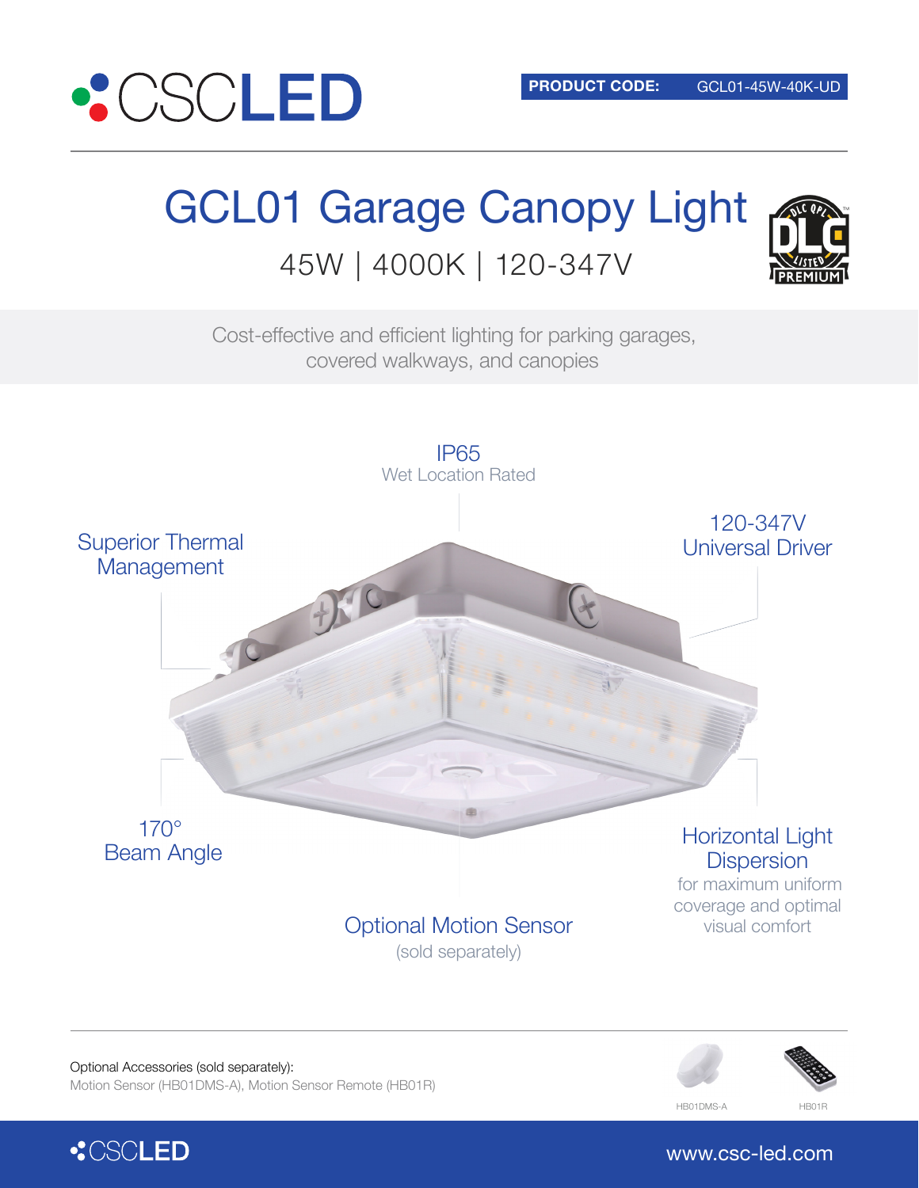CSCLED

**PRODUCT CODE:** GCL01-45W-40K-UD

# GCL01 Garage Canopy Light

## 45W | 4000K | 120-347V

Cost-effective and efficient lighting for parking garages, covered walkways, and canopies

**IP65**
Wet Location Rated

**Superior Thermal Management**

**120-347V Universal Driver**

**170° Beam Angle**

**Horizontal Light Dispersion**
for maximum uniform coverage and optimal visual comfort

**Optional Motion Sensor**
(sold separately)

Optional Accessories (sold separately):
Motion Sensor (HB01DMS-A), Motion Sensor Remote (HB01R)

HB01DMS-A

HB01R

www.csc-led.com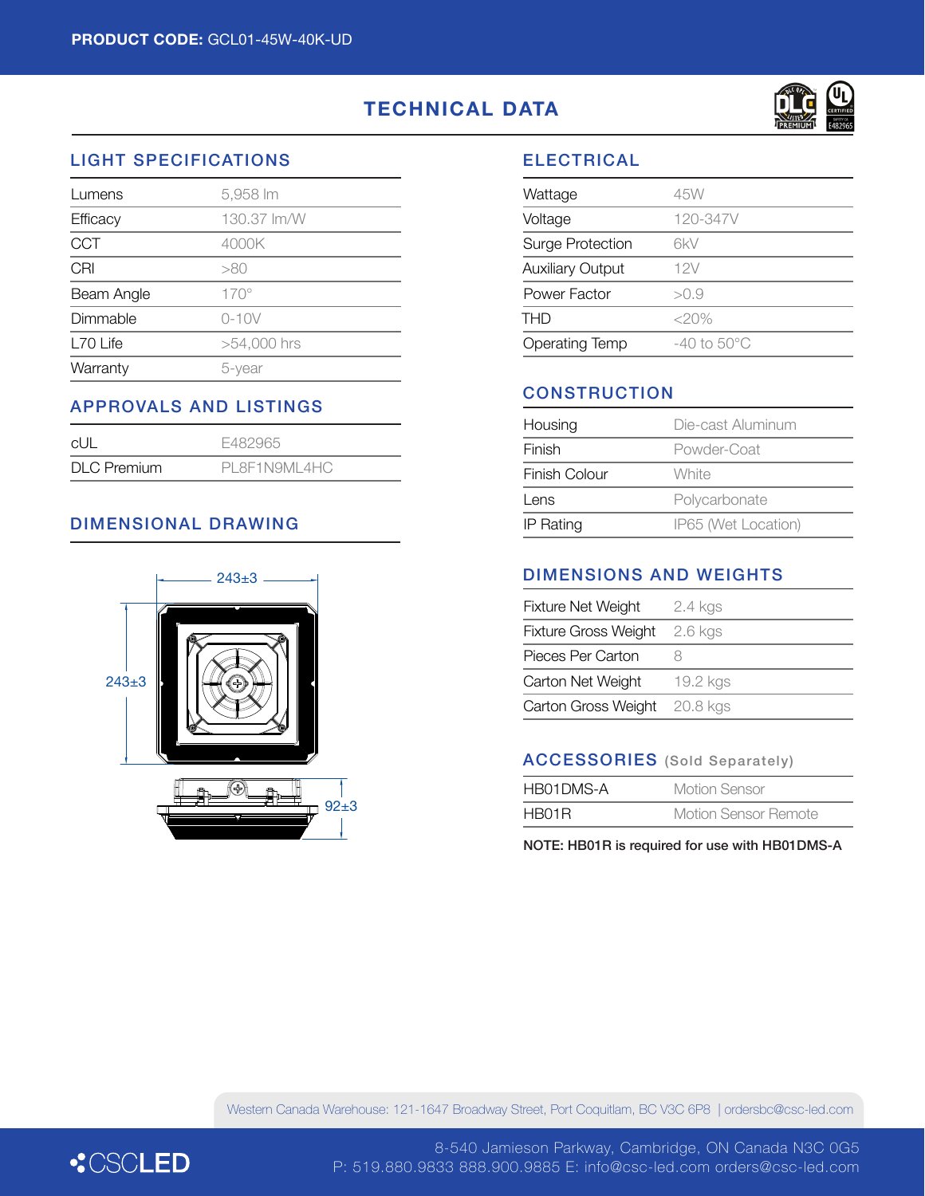**PRODUCT CODE:** GCL01-45W-40K-UD

# TECHNICAL DATA

## LIGHT SPECIFICATIONS

| | |
|---|---|
| Lumens | 5,958 lm |
| Efficacy | 130.37 lm/W |
| CCT | 4000K |
| CRI | >80 |
| Beam Angle | 170° |
| Dimmable | 0-10V |
| L70 Life | >54,000 hrs |
| Warranty | 5-year |

## APPROVALS AND LISTINGS

| | |
|---|---|
| cUL | E482965 |
| DLC Premium | PL8F1N9ML4HC |

## DIMENSIONAL DRAWING

243±3

243±3

92±3

## ELECTRICAL

| | |
|---|---|
| Wattage | 45W |
| Voltage | 120-347V |
| Surge Protection | 6kV |
| Auxiliary Output | 12V |
| Power Factor | >0.9 |
| THD | <20% |
| Operating Temp | -40 to 50°C |

## CONSTRUCTION

| | |
|---|---|
| Housing | Die-cast Aluminum |
| Finish | Powder-Coat |
| Finish Colour | White |
| Lens | Polycarbonate |
| IP Rating | IP65 (Wet Location) |

## DIMENSIONS AND WEIGHTS

| | |
|---|---|
| Fixture Net Weight | 2.4 kgs |
| Fixture Gross Weight | 2.6 kgs |
| Pieces Per Carton | 8 |
| Carton Net Weight | 19.2 kgs |
| Carton Gross Weight | 20.8 kgs |

## ACCESSORIES (Sold Separately)

| | |
|---|---|
| HB01DMS-A | Motion Sensor |
| HB01R | Motion Sensor Remote |

**NOTE: HB01R is required for use with HB01DMS-A**

Western Canada Warehouse: 121-1647 Broadway Street, Port Coquitlam, BC V3C 6P8 | ordersbc@csc-led.com

CSCLED

8-540 Jamieson Parkway, Cambridge, ON Canada N3C 0G5
P: 519.880.9833 888.900.9885 E: info@csc-led.com orders@csc-led.com